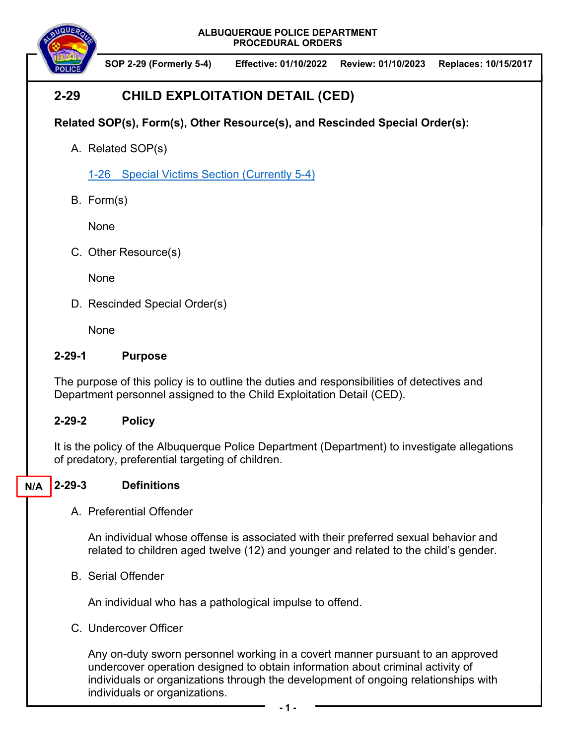ALBUQUERQUE POLICE DEPARTMENT
PROCEDURAL ORDERS

**SOP 2-29 (Formerly 5-4)** **Effective: 01/10/2022** **Review: 01/10/2023** **Replaces: 10/15/2017**

# 2-29 CHILD EXPLOITATION DETAIL (CED)

**Related SOP(s), Form(s), Other Resource(s), and Rescinded Special Order(s):**

A. Related SOP(s)

   1-26 Special Victims Section (Currently 5-4)

B. Form(s)

   None

C. Other Resource(s)

   None

D. Rescinded Special Order(s)

   None

## 2-29-1 Purpose

The purpose of this policy is to outline the duties and responsibilities of detectives and Department personnel assigned to the Child Exploitation Detail (CED).

## 2-29-2 Policy

It is the policy of the Albuquerque Police Department (Department) to investigate allegations of predatory, preferential targeting of children.

## N/A 2-29-3 Definitions

A. Preferential Offender

   An individual whose offense is associated with their preferred sexual behavior and related to children aged twelve (12) and younger and related to the child's gender.

B. Serial Offender

   An individual who has a pathological impulse to offend.

C. Undercover Officer

   Any on-duty sworn personnel working in a covert manner pursuant to an approved undercover operation designed to obtain information about criminal activity of individuals or organizations through the development of ongoing relationships with individuals or organizations.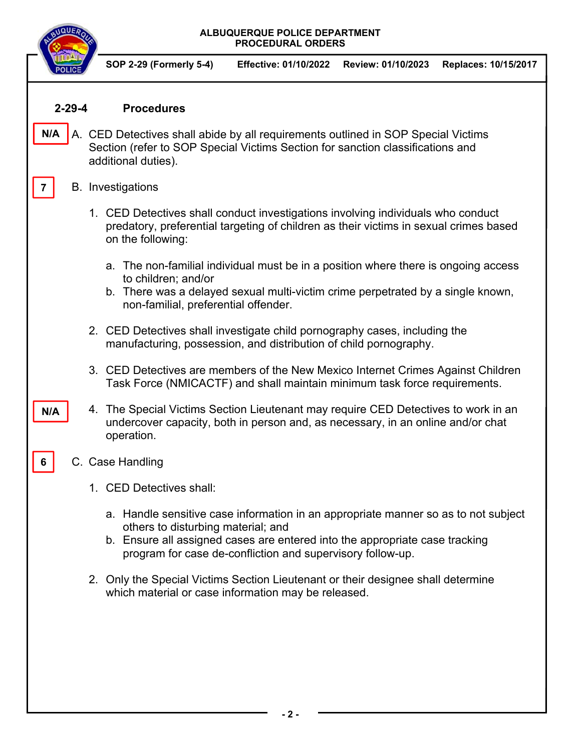## 2-29-4 Procedures

N/A

A. CED Detectives shall abide by all requirements outlined in SOP Special Victims Section (refer to SOP Special Victims Section for sanction classifications and additional duties).

7

B. Investigations

1. CED Detectives shall conduct investigations involving individuals who conduct predatory, preferential targeting of children as their victims in sexual crimes based on the following:

   a. The non-familial individual must be in a position where there is ongoing access to children; and/or
   b. There was a delayed sexual multi-victim crime perpetrated by a single known, non-familial, preferential offender.

2. CED Detectives shall investigate child pornography cases, including the manufacturing, possession, and distribution of child pornography.

3. CED Detectives are members of the New Mexico Internet Crimes Against Children Task Force (NMICACTF) and shall maintain minimum task force requirements.

N/A

4. The Special Victims Section Lieutenant may require CED Detectives to work in an undercover capacity, both in person and, as necessary, in an online and/or chat operation.

6

C. Case Handling

1. CED Detectives shall:

   a. Handle sensitive case information in an appropriate manner so as to not subject others to disturbing material; and
   b. Ensure all assigned cases are entered into the appropriate case tracking program for case de-confliction and supervisory follow-up.

2. Only the Special Victims Section Lieutenant or their designee shall determine which material or case information may be released.